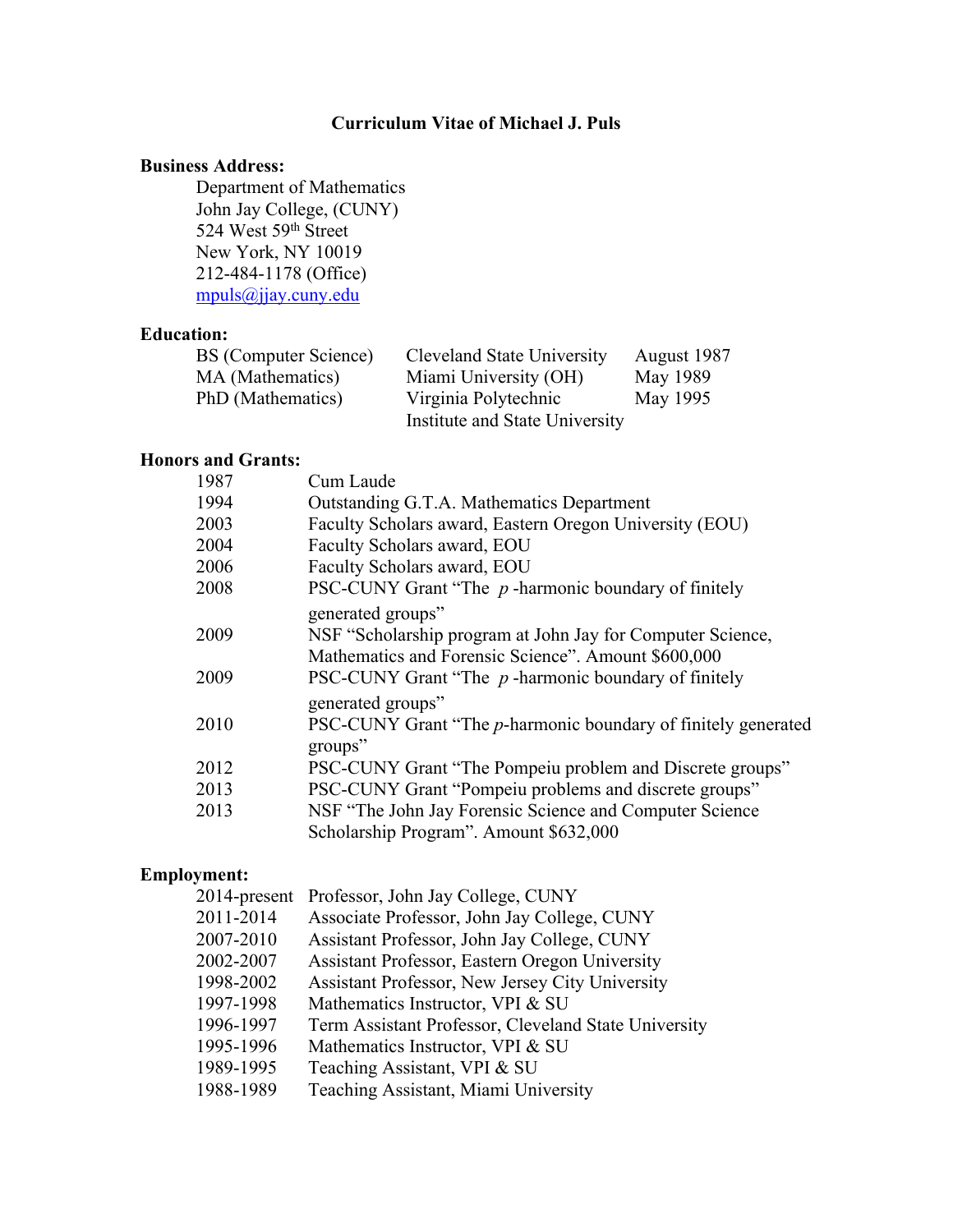# Curriculum Vitae of Michael J. Puls

## Business Address:

Department of Mathematics
John Jay College, (CUNY)
524 West 59th Street
New York, NY 10019
212-484-1178 (Office)
mpuls@jjay.cuny.edu

## Education:

| | | |
|---|---|---|
| BS (Computer Science) | Cleveland State University | August 1987 |
| MA (Mathematics) | Miami University (OH) | May 1989 |
| PhD (Mathematics) | Virginia Polytechnic Institute and State University | May 1995 |

## Honors and Grants:

| | |
|---|---|
| 1987 | Cum Laude |
| 1994 | Outstanding G.T.A. Mathematics Department |
| 2003 | Faculty Scholars award, Eastern Oregon University (EOU) |
| 2004 | Faculty Scholars award, EOU |
| 2006 | Faculty Scholars award, EOU |
| 2008 | PSC-CUNY Grant "The $p$ -harmonic boundary of finitely generated groups" |
| 2009 | NSF "Scholarship program at John Jay for Computer Science, Mathematics and Forensic Science". Amount $600,000 |
| 2009 | PSC-CUNY Grant "The $p$ -harmonic boundary of finitely generated groups" |
| 2010 | PSC-CUNY Grant "The $p$-harmonic boundary of finitely generated groups" |
| 2012 | PSC-CUNY Grant "The Pompeiu problem and Discrete groups" |
| 2013 | PSC-CUNY Grant "Pompeiu problems and discrete groups" |
| 2013 | NSF "The John Jay Forensic Science and Computer Science Scholarship Program". Amount $632,000 |

## Employment:

| | |
|---|---|
| 2014-present | Professor, John Jay College, CUNY |
| 2011-2014 | Associate Professor, John Jay College, CUNY |
| 2007-2010 | Assistant Professor, John Jay College, CUNY |
| 2002-2007 | Assistant Professor, Eastern Oregon University |
| 1998-2002 | Assistant Professor, New Jersey City University |
| 1997-1998 | Mathematics Instructor, VPI & SU |
| 1996-1997 | Term Assistant Professor, Cleveland State University |
| 1995-1996 | Mathematics Instructor, VPI & SU |
| 1989-1995 | Teaching Assistant, VPI & SU |
| 1988-1989 | Teaching Assistant, Miami University |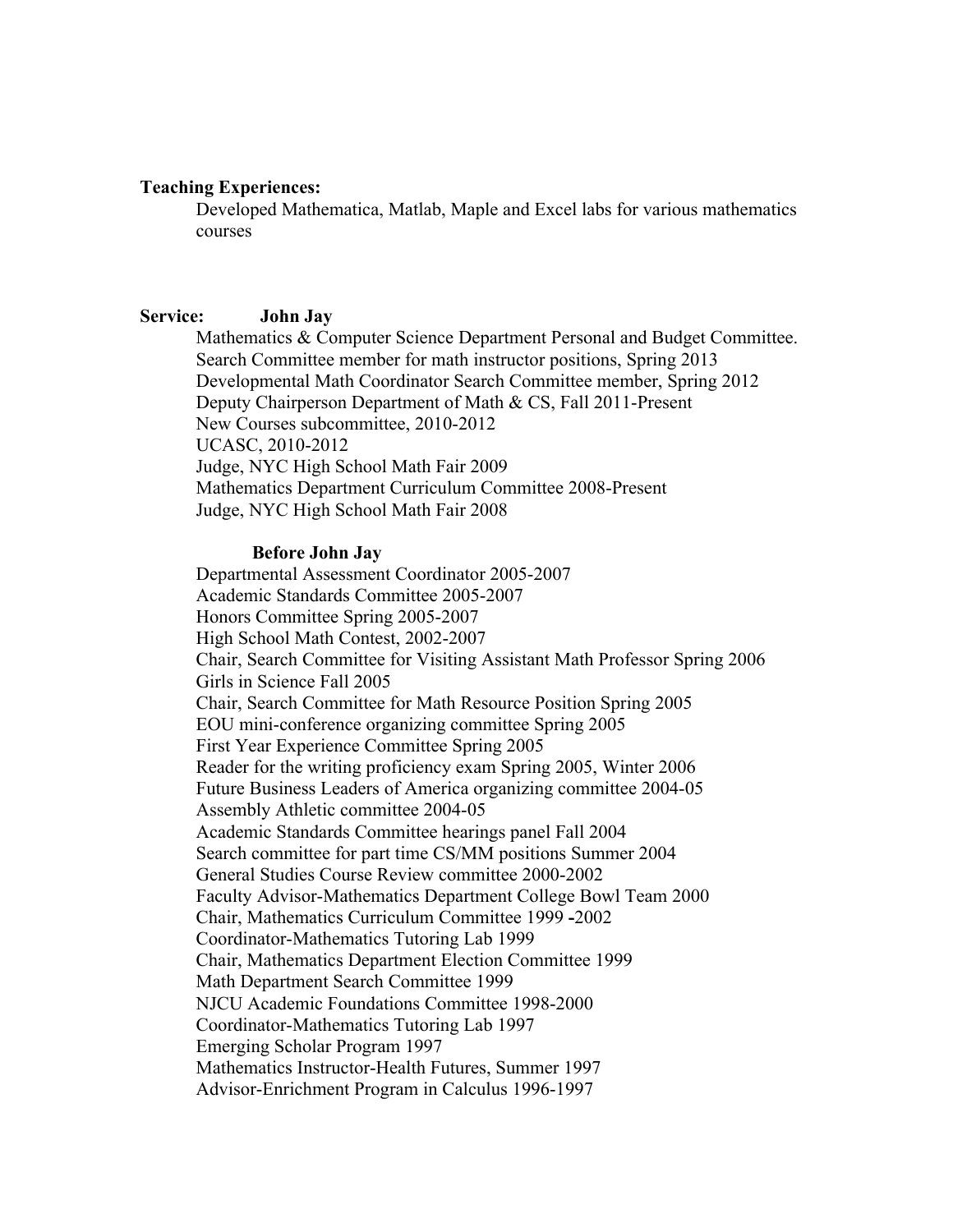**Teaching Experiences:**

Developed Mathematica, Matlab, Maple and Excel labs for various mathematics courses

**Service:** **John Jay**

Mathematics & Computer Science Department Personal and Budget Committee.
Search Committee member for math instructor positions, Spring 2013
Developmental Math Coordinator Search Committee member, Spring 2012
Deputy Chairperson Department of Math & CS, Fall 2011-Present
New Courses subcommittee, 2010-2012
UCASC, 2010-2012
Judge, NYC High School Math Fair 2009
Mathematics Department Curriculum Committee 2008-Present
Judge, NYC High School Math Fair 2008

**Before John Jay**

Departmental Assessment Coordinator 2005-2007
Academic Standards Committee 2005-2007
Honors Committee Spring 2005-2007
High School Math Contest, 2002-2007
Chair, Search Committee for Visiting Assistant Math Professor Spring 2006
Girls in Science Fall 2005
Chair, Search Committee for Math Resource Position Spring 2005
EOU mini-conference organizing committee Spring 2005
First Year Experience Committee Spring 2005
Reader for the writing proficiency exam Spring 2005, Winter 2006
Future Business Leaders of America organizing committee 2004-05
Assembly Athletic committee 2004-05
Academic Standards Committee hearings panel Fall 2004
Search committee for part time CS/MM positions Summer 2004
General Studies Course Review committee 2000-2002
Faculty Advisor-Mathematics Department College Bowl Team 2000
Chair, Mathematics Curriculum Committee 1999 **-**2002
Coordinator-Mathematics Tutoring Lab 1999
Chair, Mathematics Department Election Committee 1999
Math Department Search Committee 1999
NJCU Academic Foundations Committee 1998-2000
Coordinator-Mathematics Tutoring Lab 1997
Emerging Scholar Program 1997
Mathematics Instructor-Health Futures, Summer 1997
Advisor-Enrichment Program in Calculus 1996-1997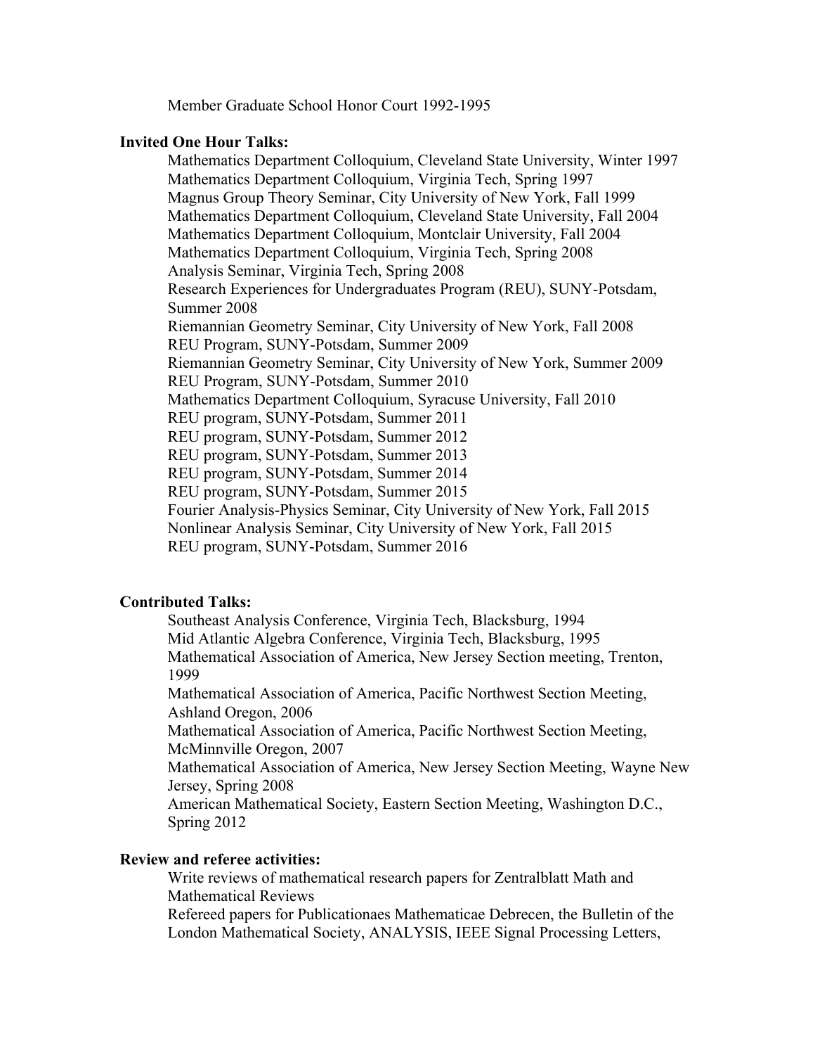Member Graduate School Honor Court 1992-1995

**Invited One Hour Talks:**

Mathematics Department Colloquium, Cleveland State University, Winter 1997
Mathematics Department Colloquium, Virginia Tech, Spring 1997
Magnus Group Theory Seminar, City University of New York, Fall 1999
Mathematics Department Colloquium, Cleveland State University, Fall 2004
Mathematics Department Colloquium, Montclair University, Fall 2004
Mathematics Department Colloquium, Virginia Tech, Spring 2008
Analysis Seminar, Virginia Tech, Spring 2008
Research Experiences for Undergraduates Program (REU), SUNY-Potsdam, Summer 2008
Riemannian Geometry Seminar, City University of New York, Fall 2008
REU Program, SUNY-Potsdam, Summer 2009
Riemannian Geometry Seminar, City University of New York, Summer 2009
REU Program, SUNY-Potsdam, Summer 2010
Mathematics Department Colloquium, Syracuse University, Fall 2010
REU program, SUNY-Potsdam, Summer 2011
REU program, SUNY-Potsdam, Summer 2012
REU program, SUNY-Potsdam, Summer 2013
REU program, SUNY-Potsdam, Summer 2014
REU program, SUNY-Potsdam, Summer 2015
Fourier Analysis-Physics Seminar, City University of New York, Fall 2015
Nonlinear Analysis Seminar, City University of New York, Fall 2015
REU program, SUNY-Potsdam, Summer 2016

**Contributed Talks:**

Southeast Analysis Conference, Virginia Tech, Blacksburg, 1994
Mid Atlantic Algebra Conference, Virginia Tech, Blacksburg, 1995
Mathematical Association of America, New Jersey Section meeting, Trenton, 1999
Mathematical Association of America, Pacific Northwest Section Meeting, Ashland Oregon, 2006
Mathematical Association of America, Pacific Northwest Section Meeting, McMinnville Oregon, 2007
Mathematical Association of America, New Jersey Section Meeting, Wayne New Jersey, Spring 2008
American Mathematical Society, Eastern Section Meeting, Washington D.C., Spring 2012

**Review and referee activities:**

Write reviews of mathematical research papers for Zentralblatt Math and Mathematical Reviews
Refereed papers for Publicationaes Mathematicae Debrecen, the Bulletin of the London Mathematical Society, ANALYSIS, IEEE Signal Processing Letters,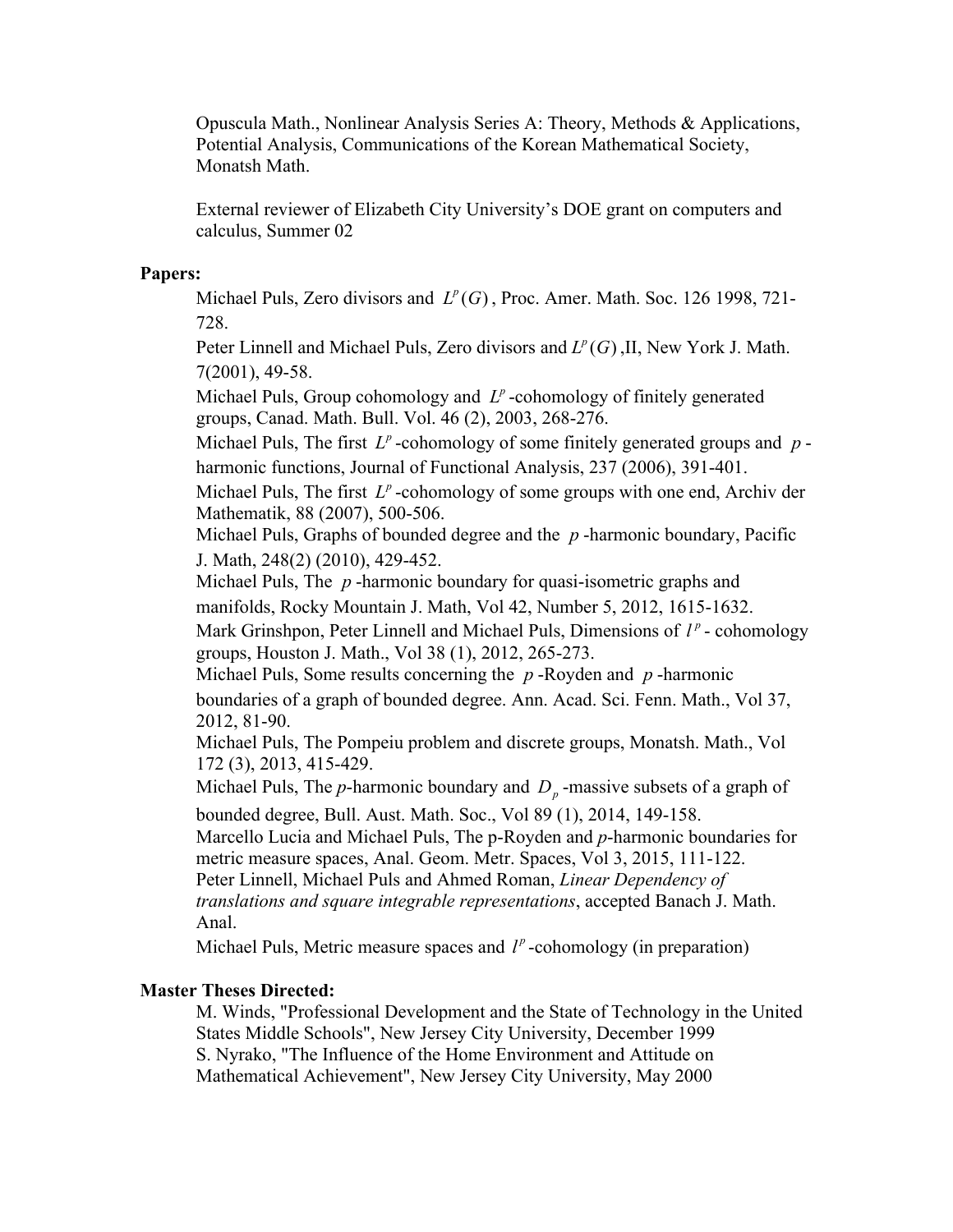Opuscula Math., Nonlinear Analysis Series A: Theory, Methods & Applications, Potential Analysis, Communications of the Korean Mathematical Society, Monatsh Math.

External reviewer of Elizabeth City University's DOE grant on computers and calculus, Summer 02

**Papers:**

Michael Puls, Zero divisors and $L^p(G)$, Proc. Amer. Math. Soc. 126 1998, 721-728.

Peter Linnell and Michael Puls, Zero divisors and $L^p(G)$,II, New York J. Math. 7(2001), 49-58.

Michael Puls, Group cohomology and $L^p$-cohomology of finitely generated groups, Canad. Math. Bull. Vol. 46 (2), 2003, 268-276.

Michael Puls, The first $L^p$-cohomology of some finitely generated groups and $p$-harmonic functions, Journal of Functional Analysis, 237 (2006), 391-401.

Michael Puls, The first $L^p$-cohomology of some groups with one end, Archiv der Mathematik, 88 (2007), 500-506.

Michael Puls, Graphs of bounded degree and the $p$-harmonic boundary, Pacific J. Math, 248(2) (2010), 429-452.

Michael Puls, The $p$-harmonic boundary for quasi-isometric graphs and manifolds, Rocky Mountain J. Math, Vol 42, Number 5, 2012, 1615-1632.

Mark Grinshpon, Peter Linnell and Michael Puls, Dimensions of $l^p$- cohomology groups, Houston J. Math., Vol 38 (1), 2012, 265-273.

Michael Puls, Some results concerning the $p$-Royden and $p$-harmonic boundaries of a graph of bounded degree. Ann. Acad. Sci. Fenn. Math., Vol 37, 2012, 81-90.

Michael Puls, The Pompeiu problem and discrete groups, Monatsh. Math., Vol 172 (3), 2013, 415-429.

Michael Puls, The *p*-harmonic boundary and $D_p$-massive subsets of a graph of bounded degree, Bull. Aust. Math. Soc., Vol 89 (1), 2014, 149-158.

Marcello Lucia and Michael Puls, The p-Royden and *p*-harmonic boundaries for metric measure spaces, Anal. Geom. Metr. Spaces, Vol 3, 2015, 111-122.

Peter Linnell, Michael Puls and Ahmed Roman, *Linear Dependency of translations and square integrable representations*, accepted Banach J. Math. Anal.

Michael Puls, Metric measure spaces and $l^p$-cohomology (in preparation)

**Master Theses Directed:**

M. Winds, "Professional Development and the State of Technology in the United States Middle Schools", New Jersey City University, December 1999

S. Nyrako, "The Influence of the Home Environment and Attitude on Mathematical Achievement", New Jersey City University, May 2000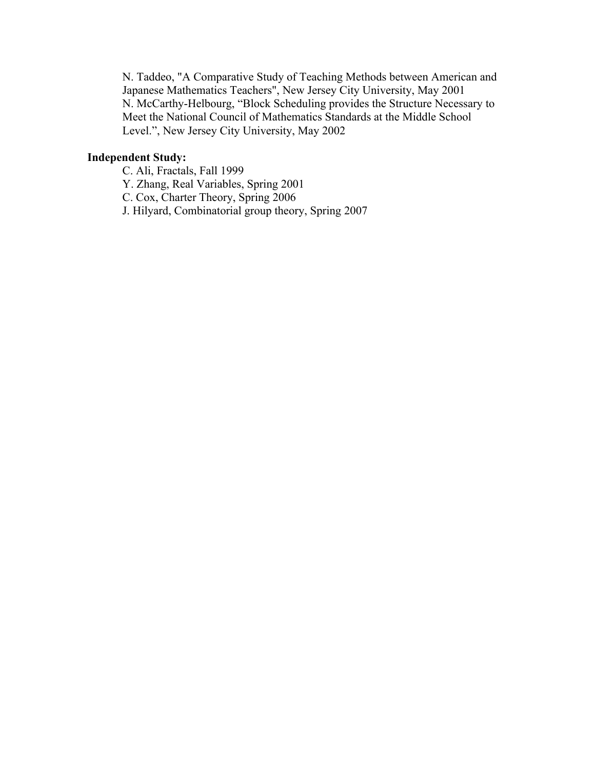N. Taddeo, "A Comparative Study of Teaching Methods between American and Japanese Mathematics Teachers", New Jersey City University, May 2001
N. McCarthy-Helbourg, “Block Scheduling provides the Structure Necessary to Meet the National Council of Mathematics Standards at the Middle School Level.”, New Jersey City University, May 2002

**Independent Study:**

C. Ali, Fractals, Fall 1999
Y. Zhang, Real Variables, Spring 2001
C. Cox, Charter Theory, Spring 2006
J. Hilyard, Combinatorial group theory, Spring 2007